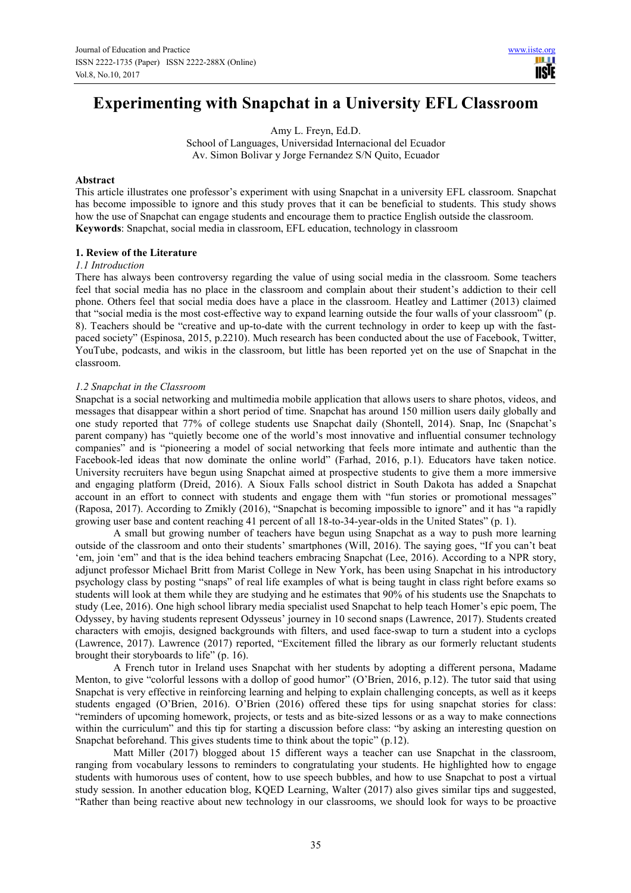# Experimenting with Snapchat in a University EFL Classroom

Amy L. Freyn, Ed.D.
School of Languages, Universidad Internacional del Ecuador
Av. Simon Bolivar y Jorge Fernandez S/N Quito, Ecuador

**Abstract**

This article illustrates one professor's experiment with using Snapchat in a university EFL classroom. Snapchat has become impossible to ignore and this study proves that it can be beneficial to students. This study shows how the use of Snapchat can engage students and encourage them to practice English outside the classroom.

**Keywords**: Snapchat, social media in classroom, EFL education, technology in classroom

## 1. Review of the Literature

### *1.1 Introduction*

There has always been controversy regarding the value of using social media in the classroom. Some teachers feel that social media has no place in the classroom and complain about their student's addiction to their cell phone. Others feel that social media does have a place in the classroom. Heatley and Lattimer (2013) claimed that "social media is the most cost-effective way to expand learning outside the four walls of your classroom" (p. 8). Teachers should be "creative and up-to-date with the current technology in order to keep up with the fast-paced society" (Espinosa, 2015, p.2210). Much research has been conducted about the use of Facebook, Twitter, YouTube, podcasts, and wikis in the classroom, but little has been reported yet on the use of Snapchat in the classroom.

### *1.2 Snapchat in the Classroom*

Snapchat is a social networking and multimedia mobile application that allows users to share photos, videos, and messages that disappear within a short period of time. Snapchat has around 150 million users daily globally and one study reported that 77% of college students use Snapchat daily (Shontell, 2014). Snap, Inc (Snapchat's parent company) has "quietly become one of the world's most innovative and influential consumer technology companies" and is "pioneering a model of social networking that feels more intimate and authentic than the Facebook-led ideas that now dominate the online world" (Farhad, 2016, p.1). Educators have taken notice. University recruiters have begun using Snapchat aimed at prospective students to give them a more immersive and engaging platform (Dreid, 2016). A Sioux Falls school district in South Dakota has added a Snapchat account in an effort to connect with students and engage them with "fun stories or promotional messages" (Raposa, 2017). According to Zmikly (2016), "Snapchat is becoming impossible to ignore" and it has "a rapidly growing user base and content reaching 41 percent of all 18-to-34-year-olds in the United States" (p. 1).

A small but growing number of teachers have begun using Snapchat as a way to push more learning outside of the classroom and onto their students' smartphones (Will, 2016). The saying goes, "If you can't beat 'em, join 'em" and that is the idea behind teachers embracing Snapchat (Lee, 2016). According to a NPR story, adjunct professor Michael Britt from Marist College in New York, has been using Snapchat in his introductory psychology class by posting "snaps" of real life examples of what is being taught in class right before exams so students will look at them while they are studying and he estimates that 90% of his students use the Snapchats to study (Lee, 2016). One high school library media specialist used Snapchat to help teach Homer's epic poem, The Odyssey, by having students represent Odysseus' journey in 10 second snaps (Lawrence, 2017). Students created characters with emojis, designed backgrounds with filters, and used face-swap to turn a student into a cyclops (Lawrence, 2017). Lawrence (2017) reported, "Excitement filled the library as our formerly reluctant students brought their storyboards to life" (p. 16).

A French tutor in Ireland uses Snapchat with her students by adopting a different persona, Madame Menton, to give "colorful lessons with a dollop of good humor" (O'Brien, 2016, p.12). The tutor said that using Snapchat is very effective in reinforcing learning and helping to explain challenging concepts, as well as it keeps students engaged (O'Brien, 2016). O'Brien (2016) offered these tips for using snapchat stories for class: "reminders of upcoming homework, projects, or tests and as bite-sized lessons or as a way to make connections within the curriculum" and this tip for starting a discussion before class: "by asking an interesting question on Snapchat beforehand. This gives students time to think about the topic" (p.12).

Matt Miller (2017) blogged about 15 different ways a teacher can use Snapchat in the classroom, ranging from vocabulary lessons to reminders to congratulating your students. He highlighted how to engage students with humorous uses of content, how to use speech bubbles, and how to use Snapchat to post a virtual study session. In another education blog, KQED Learning, Walter (2017) also gives similar tips and suggested, "Rather than being reactive about new technology in our classrooms, we should look for ways to be proactive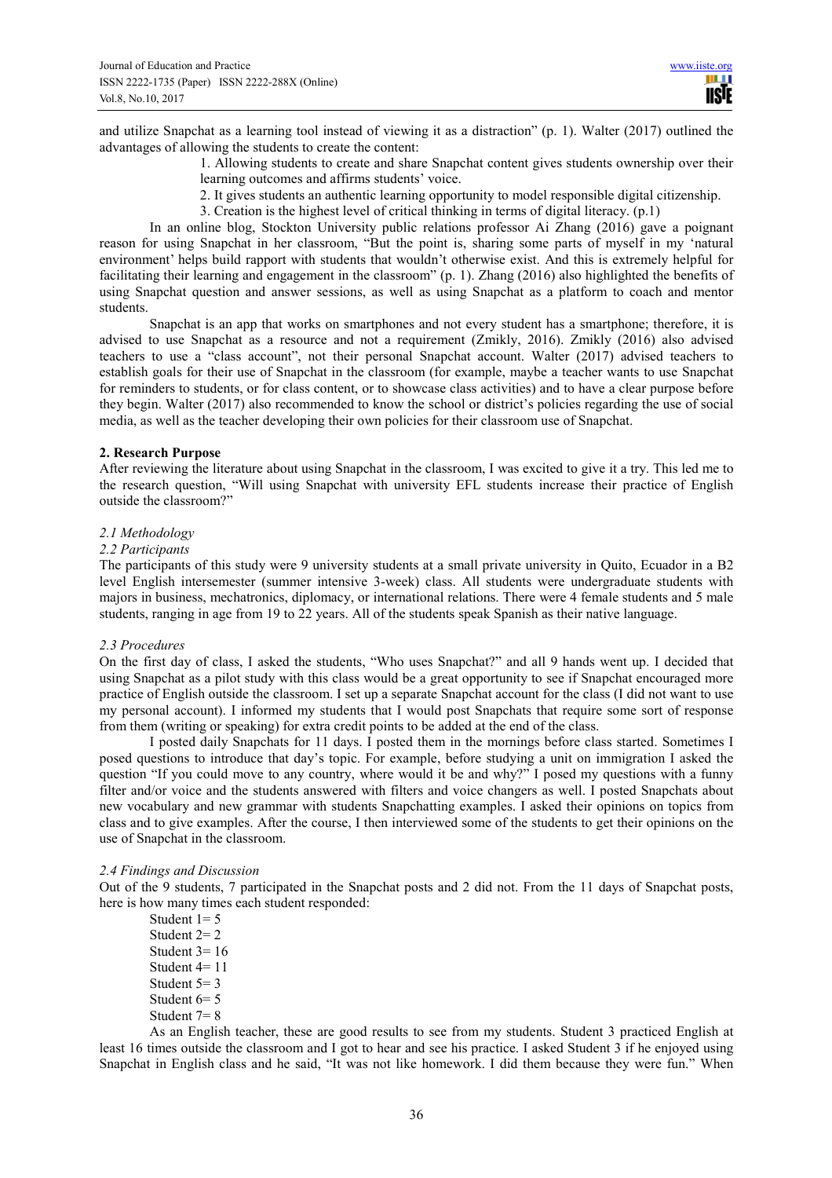and utilize Snapchat as a learning tool instead of viewing it as a distraction" (p. 1). Walter (2017) outlined the advantages of allowing the students to create the content:

1. Allowing students to create and share Snapchat content gives students ownership over their learning outcomes and affirms students' voice.
2. It gives students an authentic learning opportunity to model responsible digital citizenship.
3. Creation is the highest level of critical thinking in terms of digital literacy. (p.1)

In an online blog, Stockton University public relations professor Ai Zhang (2016) gave a poignant reason for using Snapchat in her classroom, "But the point is, sharing some parts of myself in my 'natural environment' helps build rapport with students that wouldn't otherwise exist. And this is extremely helpful for facilitating their learning and engagement in the classroom" (p. 1). Zhang (2016) also highlighted the benefits of using Snapchat question and answer sessions, as well as using Snapchat as a platform to coach and mentor students.

Snapchat is an app that works on smartphones and not every student has a smartphone; therefore, it is advised to use Snapchat as a resource and not a requirement (Zmikly, 2016). Zmikly (2016) also advised teachers to use a "class account", not their personal Snapchat account. Walter (2017) advised teachers to establish goals for their use of Snapchat in the classroom (for example, maybe a teacher wants to use Snapchat for reminders to students, or for class content, or to showcase class activities) and to have a clear purpose before they begin. Walter (2017) also recommended to know the school or district's policies regarding the use of social media, as well as the teacher developing their own policies for their classroom use of Snapchat.

## 2. Research Purpose

After reviewing the literature about using Snapchat in the classroom, I was excited to give it a try. This led me to the research question, "Will using Snapchat with university EFL students increase their practice of English outside the classroom?"

### *2.1 Methodology*

### *2.2 Participants*

The participants of this study were 9 university students at a small private university in Quito, Ecuador in a B2 level English intersemester (summer intensive 3-week) class. All students were undergraduate students with majors in business, mechatronics, diplomacy, or international relations. There were 4 female students and 5 male students, ranging in age from 19 to 22 years. All of the students speak Spanish as their native language.

### *2.3 Procedures*

On the first day of class, I asked the students, "Who uses Snapchat?" and all 9 hands went up. I decided that using Snapchat as a pilot study with this class would be a great opportunity to see if Snapchat encouraged more practice of English outside the classroom. I set up a separate Snapchat account for the class (I did not want to use my personal account). I informed my students that I would post Snapchats that require some sort of response from them (writing or speaking) for extra credit points to be added at the end of the class.

I posted daily Snapchats for 11 days. I posted them in the mornings before class started. Sometimes I posed questions to introduce that day's topic. For example, before studying a unit on immigration I asked the question "If you could move to any country, where would it be and why?" I posed my questions with a funny filter and/or voice and the students answered with filters and voice changers as well. I posted Snapchats about new vocabulary and new grammar with students Snapchatting examples. I asked their opinions on topics from class and to give examples. After the course, I then interviewed some of the students to get their opinions on the use of Snapchat in the classroom.

### *2.4 Findings and Discussion*

Out of the 9 students, 7 participated in the Snapchat posts and 2 did not. From the 11 days of Snapchat posts, here is how many times each student responded:

Student 1= 5
Student 2= 2
Student 3= 16
Student 4= 11
Student 5= 3
Student 6= 5
Student 7= 8

As an English teacher, these are good results to see from my students. Student 3 practiced English at least 16 times outside the classroom and I got to hear and see his practice. I asked Student 3 if he enjoyed using Snapchat in English class and he said, "It was not like homework. I did them because they were fun." When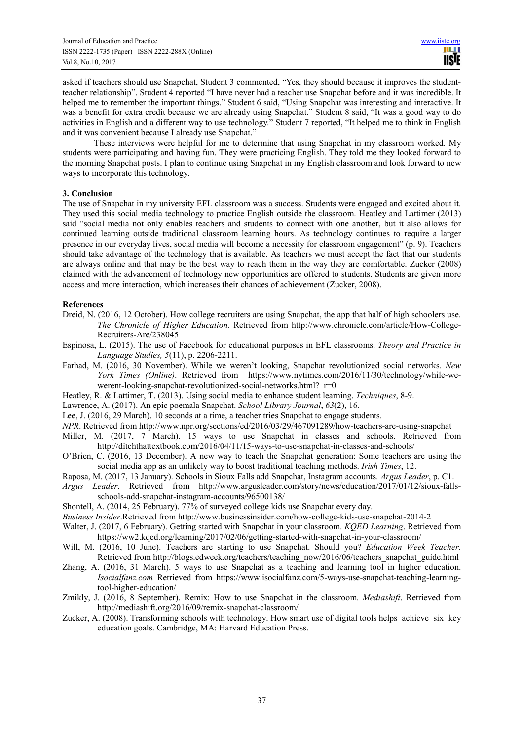asked if teachers should use Snapchat, Student 3 commented, "Yes, they should because it improves the student-teacher relationship". Student 4 reported "I have never had a teacher use Snapchat before and it was incredible. It helped me to remember the important things." Student 6 said, "Using Snapchat was interesting and interactive. It was a benefit for extra credit because we are already using Snapchat." Student 8 said, "It was a good way to do activities in English and a different way to use technology." Student 7 reported, "It helped me to think in English and it was convenient because I already use Snapchat."

These interviews were helpful for me to determine that using Snapchat in my classroom worked. My students were participating and having fun. They were practicing English. They told me they looked forward to the morning Snapchat posts. I plan to continue using Snapchat in my English classroom and look forward to new ways to incorporate this technology.

## 3. Conclusion

The use of Snapchat in my university EFL classroom was a success. Students were engaged and excited about it. They used this social media technology to practice English outside the classroom. Heatley and Lattimer (2013) said "social media not only enables teachers and students to connect with one another, but it also allows for continued learning outside traditional classroom learning hours. As technology continues to require a larger presence in our everyday lives, social media will become a necessity for classroom engagement" (p. 9). Teachers should take advantage of the technology that is available. As teachers we must accept the fact that our students are always online and that may be the best way to reach them in the way they are comfortable. Zucker (2008) claimed with the advancement of technology new opportunities are offered to students. Students are given more access and more interaction, which increases their chances of achievement (Zucker, 2008).

## References

Dreid, N. (2016, 12 October). How college recruiters are using Snapchat, the app that half of high schoolers use. *The Chronicle of Higher Education*. Retrieved from http://www.chronicle.com/article/How-College-Recruiters-Are/238045

Espinosa, L. (2015). The use of Facebook for educational purposes in EFL classrooms. *Theory and Practice in Language Studies, 5*(11), p. 2206-2211.

Farhad, M. (2016, 30 November). While we weren't looking, Snapchat revolutionized social networks. *New York Times (Online)*. Retrieved from https://www.nytimes.com/2016/11/30/technology/while-we-werent-looking-snapchat-revolutionized-social-networks.html?_r=0

Heatley, R. & Lattimer, T. (2013). Using social media to enhance student learning. *Techniques*, 8-9.

Lawrence, A. (2017). An epic poemala Snapchat. *School Library Journal*, *63*(2), 16.

Lee, J. (2016, 29 March). 10 seconds at a time, a teacher tries Snapchat to engage students.

*NPR*. Retrieved from http://www.npr.org/sections/ed/2016/03/29/467091289/how-teachers-are-using-snapchat

Miller, M. (2017, 7 March). 15 ways to use Snapchat in classes and schools. Retrieved from http://ditchthattextbook.com/2016/04/11/15-ways-to-use-snapchat-in-classes-and-schools/

O'Brien, C. (2016, 13 December). A new way to teach the Snapchat generation: Some teachers are using the social media app as an unlikely way to boost traditional teaching methods. *Irish Times*, 12.

Raposa, M. (2017, 13 January). Schools in Sioux Falls add Snapchat, Instagram accounts. *Argus Leader*, p. C1.

*Argus Leader*. Retrieved from http://www.argusleader.com/story/news/education/2017/01/12/sioux-falls-schools-add-snapchat-instagram-accounts/96500138/

Shontell, A. (2014, 25 February). 77% of surveyed college kids use Snapchat every day.

*Business Insider*.Retrieved from http://www.businessinsider.com/how-college-kids-use-snapchat-2014-2

Walter, J. (2017, 6 February). Getting started with Snapchat in your classroom. *KQED Learning*. Retrieved from https://ww2.kqed.org/learning/2017/02/06/getting-started-with-snapchat-in-your-classroom/

Will, M. (2016, 10 June). Teachers are starting to use Snapchat. Should you? *Education Week Teacher*. Retrieved from http://blogs.edweek.org/teachers/teaching_now/2016/06/teachers_snapchat_guide.html

Zhang, A. (2016, 31 March). 5 ways to use Snapchat as a teaching and learning tool in higher education. *Isocialfanz.com* Retrieved from https://www.isocialfanz.com/5-ways-use-snapchat-teaching-learning-tool-higher-education/

Zmikly, J. (2016, 8 September). Remix: How to use Snapchat in the classroom. *Mediashift*. Retrieved from http://mediashift.org/2016/09/remix-snapchat-classroom/

Zucker, A. (2008). Transforming schools with technology. How smart use of digital tools helps achieve six key education goals. Cambridge, MA: Harvard Education Press.